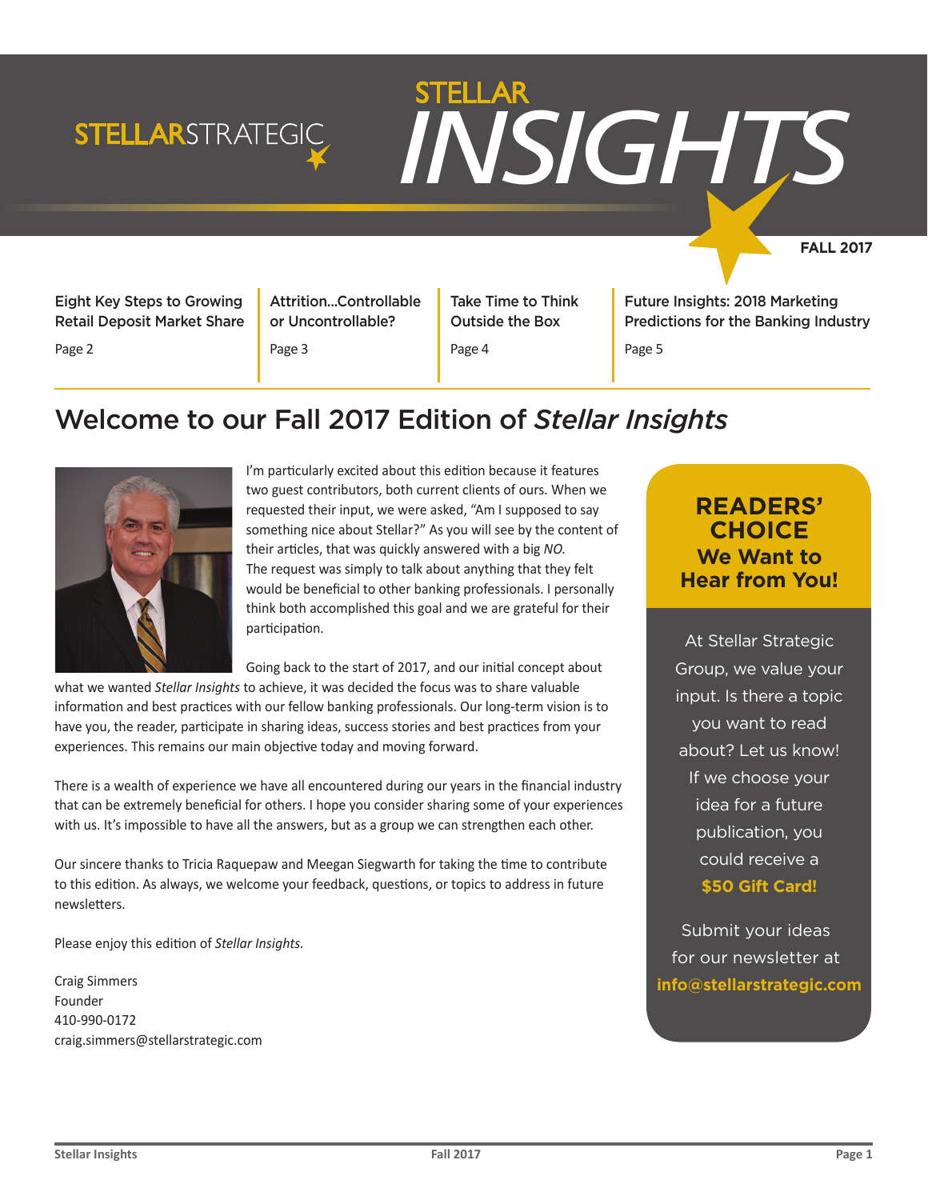STELLARSTRATEGIC

# STELLAR INSIGHTS

**FALL 2017**

| Eight Key Steps to Growing Retail Deposit Market Share | Attrition...Controllable or Uncontrollable? | Take Time to Think Outside the Box | Future Insights: 2018 Marketing Predictions for the Banking Industry |
|---|---|---|---|
| Page 2 | Page 3 | Page 4 | Page 5 |

## Welcome to our Fall 2017 Edition of *Stellar Insights*

I'm particularly excited about this edition because it features two guest contributors, both current clients of ours. When we requested their input, we were asked, "Am I supposed to say something nice about Stellar?" As you will see by the content of their articles, that was quickly answered with a big *NO.* The request was simply to talk about anything that they felt would be beneficial to other banking professionals. I personally think both accomplished this goal and we are grateful for their participation.

Going back to the start of 2017, and our initial concept about what we wanted *Stellar Insights* to achieve, it was decided the focus was to share valuable information and best practices with our fellow banking professionals. Our long-term vision is to have you, the reader, participate in sharing ideas, success stories and best practices from your experiences. This remains our main objective today and moving forward.

There is a wealth of experience we have all encountered during our years in the financial industry that can be extremely beneficial for others. I hope you consider sharing some of your experiences with us. It's impossible to have all the answers, but as a group we can strengthen each other.

Our sincere thanks to Tricia Raquepaw and Meegan Siegwarth for taking the time to contribute to this edition. As always, we welcome your feedback, questions, or topics to address in future newsletters.

Please enjoy this edition of *Stellar Insights.*

Craig Simmers
Founder
410-990-0172
craig.simmers@stellarstrategic.com

### READERS' CHOICE
### We Want to Hear from You!

At Stellar Strategic Group, we value your input. Is there a topic you want to read about? Let us know! If we choose your idea for a future publication, you could receive a **$50 Gift Card!**

Submit your ideas for our newsletter at **info@stellarstrategic.com**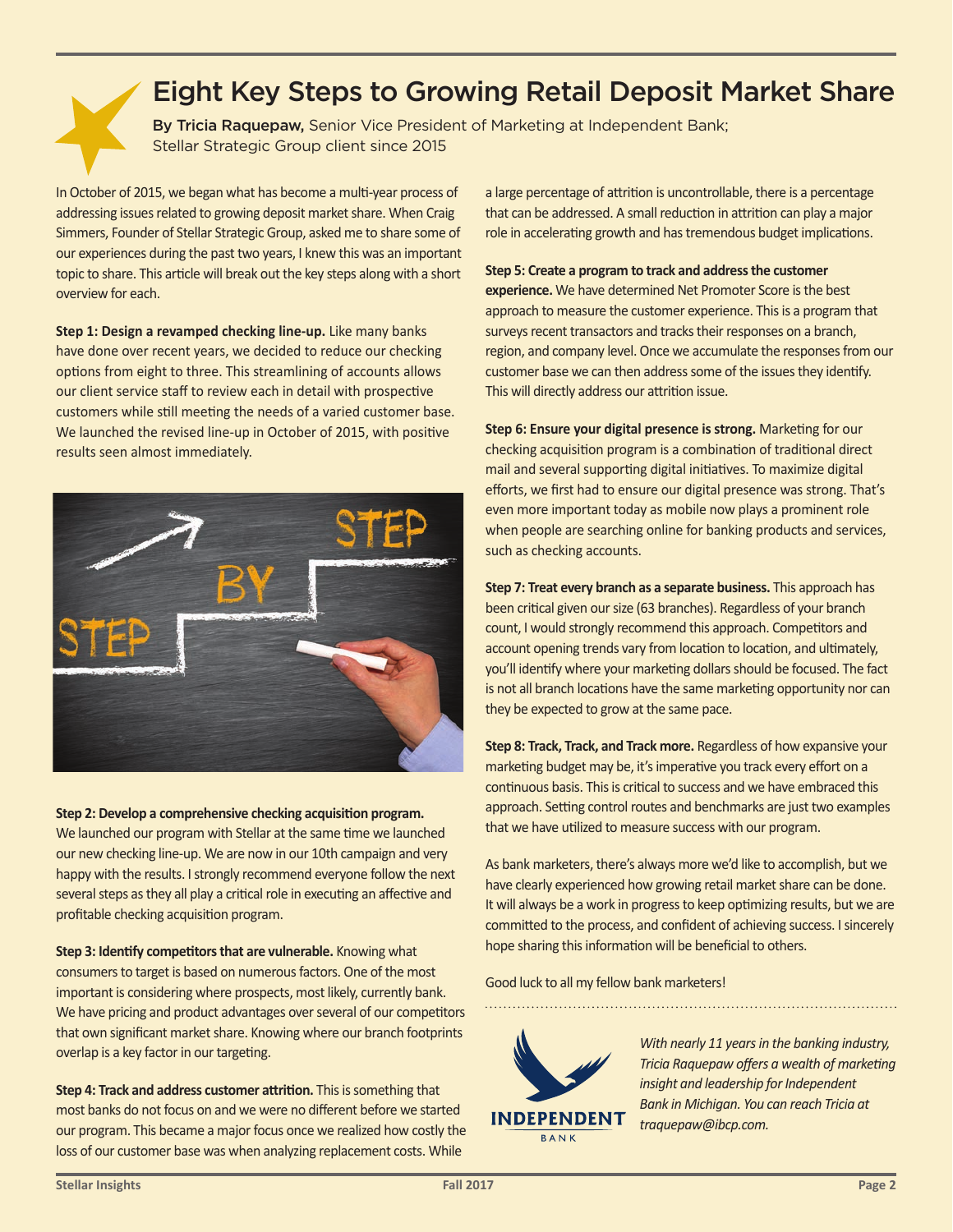# Eight Key Steps to Growing Retail Deposit Market Share

**By Tricia Raquepaw,** Senior Vice President of Marketing at Independent Bank; Stellar Strategic Group client since 2015

In October of 2015, we began what has become a multi-year process of addressing issues related to growing deposit market share. When Craig Simmers, Founder of Stellar Strategic Group, asked me to share some of our experiences during the past two years, I knew this was an important topic to share. This article will break out the key steps along with a short overview for each.

**Step 1: Design a revamped checking line-up.** Like many banks have done over recent years, we decided to reduce our checking options from eight to three. This streamlining of accounts allows our client service staff to review each in detail with prospective customers while still meeting the needs of a varied customer base. We launched the revised line-up in October of 2015, with positive results seen almost immediately.

**Step 2: Develop a comprehensive checking acquisition program.** We launched our program with Stellar at the same time we launched our new checking line-up. We are now in our 10th campaign and very happy with the results. I strongly recommend everyone follow the next several steps as they all play a critical role in executing an affective and profitable checking acquisition program.

**Step 3: Identify competitors that are vulnerable.** Knowing what consumers to target is based on numerous factors. One of the most important is considering where prospects, most likely, currently bank. We have pricing and product advantages over several of our competitors that own significant market share. Knowing where our branch footprints overlap is a key factor in our targeting.

**Step 4: Track and address customer attrition.** This is something that most banks do not focus on and we were no different before we started our program. This became a major focus once we realized how costly the loss of our customer base was when analyzing replacement costs. While a large percentage of attrition is uncontrollable, there is a percentage that can be addressed. A small reduction in attrition can play a major role in accelerating growth and has tremendous budget implications.

**Step 5: Create a program to track and address the customer experience.** We have determined Net Promoter Score is the best approach to measure the customer experience. This is a program that surveys recent transactors and tracks their responses on a branch, region, and company level. Once we accumulate the responses from our customer base we can then address some of the issues they identify. This will directly address our attrition issue.

**Step 6: Ensure your digital presence is strong.** Marketing for our checking acquisition program is a combination of traditional direct mail and several supporting digital initiatives. To maximize digital efforts, we first had to ensure our digital presence was strong. That's even more important today as mobile now plays a prominent role when people are searching online for banking products and services, such as checking accounts.

**Step 7: Treat every branch as a separate business.** This approach has been critical given our size (63 branches). Regardless of your branch count, I would strongly recommend this approach. Competitors and account opening trends vary from location to location, and ultimately, you'll identify where your marketing dollars should be focused. The fact is not all branch locations have the same marketing opportunity nor can they be expected to grow at the same pace.

**Step 8: Track, Track, and Track more.** Regardless of how expansive your marketing budget may be, it's imperative you track every effort on a continuous basis. This is critical to success and we have embraced this approach. Setting control routes and benchmarks are just two examples that we have utilized to measure success with our program.

As bank marketers, there's always more we'd like to accomplish, but we have clearly experienced how growing retail market share can be done. It will always be a work in progress to keep optimizing results, but we are committed to the process, and confident of achieving success. I sincerely hope sharing this information will be beneficial to others.

Good luck to all my fellow bank marketers!

*With nearly 11 years in the banking industry, Tricia Raquepaw offers a wealth of marketing insight and leadership for Independent Bank in Michigan. You can reach Tricia at traquepaw@ibcp.com.*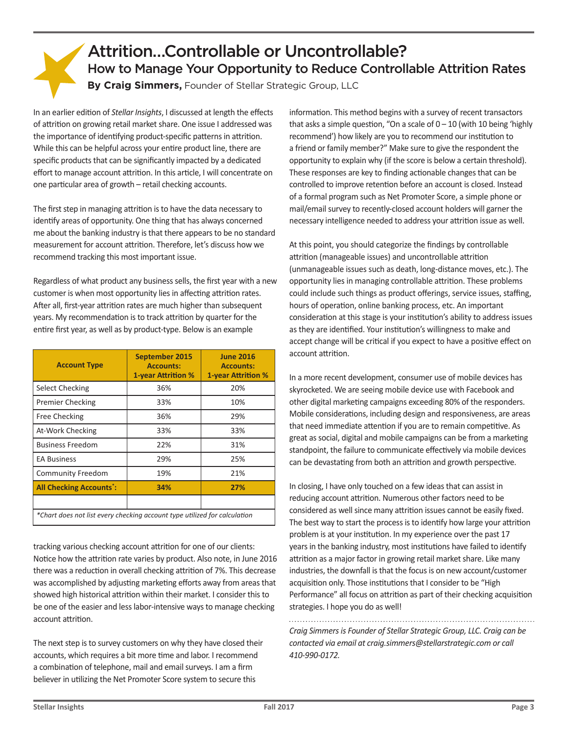# Attrition...Controllable or Uncontrollable?

## How to Manage Your Opportunity to Reduce Controllable Attrition Rates

**By Craig Simmers,** Founder of Stellar Strategic Group, LLC

In an earlier edition of *Stellar Insights*, I discussed at length the effects of attrition on growing retail market share. One issue I addressed was the importance of identifying product-specific patterns in attrition. While this can be helpful across your entire product line, there are specific products that can be significantly impacted by a dedicated effort to manage account attrition. In this article, I will concentrate on one particular area of growth – retail checking accounts.

The first step in managing attrition is to have the data necessary to identify areas of opportunity. One thing that has always concerned me about the banking industry is that there appears to be no standard measurement for account attrition. Therefore, let's discuss how we recommend tracking this most important issue.

Regardless of what product any business sells, the first year with a new customer is when most opportunity lies in affecting attrition rates. After all, first-year attrition rates are much higher than subsequent years. My recommendation is to track attrition by quarter for the entire first year, as well as by product-type. Below is an example tracking various checking account attrition for one of our clients:

| Account Type | September 2015 Accounts: 1-year Attrition % | June 2016 Accounts: 1-year Attrition % |
|---|---|---|
| Select Checking | 36% | 20% |
| Premier Checking | 33% | 10% |
| Free Checking | 36% | 29% |
| At-Work Checking | 33% | 33% |
| Business Freedom | 22% | 31% |
| EA Business | 29% | 25% |
| Community Freedom | 19% | 21% |
| **All Checking Accounts*:** | **34%** | **27%** |
| | | |

*Chart does not list every checking account type utilized for calculation*

Notice how the attrition rate varies by product. Also note, in June 2016 there was a reduction in overall checking attrition of 7%. This decrease was accomplished by adjusting marketing efforts away from areas that showed high historical attrition within their market. I consider this to be one of the easier and less labor-intensive ways to manage checking account attrition.

The next step is to survey customers on why they have closed their accounts, which requires a bit more time and labor. I recommend a combination of telephone, mail and email surveys. I am a firm believer in utilizing the Net Promoter Score system to secure this information. This method begins with a survey of recent transactors that asks a simple question, "On a scale of 0 – 10 (with 10 being 'highly recommend') how likely are you to recommend our institution to a friend or family member?" Make sure to give the respondent the opportunity to explain why (if the score is below a certain threshold). These responses are key to finding actionable changes that can be controlled to improve retention before an account is closed. Instead of a formal program such as Net Promoter Score, a simple phone or mail/email survey to recently-closed account holders will garner the necessary intelligence needed to address your attrition issue as well.

At this point, you should categorize the findings by controllable attrition (manageable issues) and uncontrollable attrition (unmanageable issues such as death, long-distance moves, etc.). The opportunity lies in managing controllable attrition. These problems could include such things as product offerings, service issues, staffing, hours of operation, online banking process, etc. An important consideration at this stage is your institution's ability to address issues as they are identified. Your institution's willingness to make and accept change will be critical if you expect to have a positive effect on account attrition.

In a more recent development, consumer use of mobile devices has skyrocketed. We are seeing mobile device use with Facebook and other digital marketing campaigns exceeding 80% of the responders. Mobile considerations, including design and responsiveness, are areas that need immediate attention if you are to remain competitive. As great as social, digital and mobile campaigns can be from a marketing standpoint, the failure to communicate effectively via mobile devices can be devastating from both an attrition and growth perspective.

In closing, I have only touched on a few ideas that can assist in reducing account attrition. Numerous other factors need to be considered as well since many attrition issues cannot be easily fixed. The best way to start the process is to identify how large your attrition problem is at your institution. In my experience over the past 17 years in the banking industry, most institutions have failed to identify attrition as a major factor in growing retail market share. Like many industries, the downfall is that the focus is on new account/customer acquisition only. Those institutions that I consider to be "High Performance" all focus on attrition as part of their checking acquisition strategies. I hope you do as well!

*Craig Simmers is Founder of Stellar Strategic Group, LLC. Craig can be contacted via email at craig.simmers@stellarstrategic.com or call 410-990-0172.*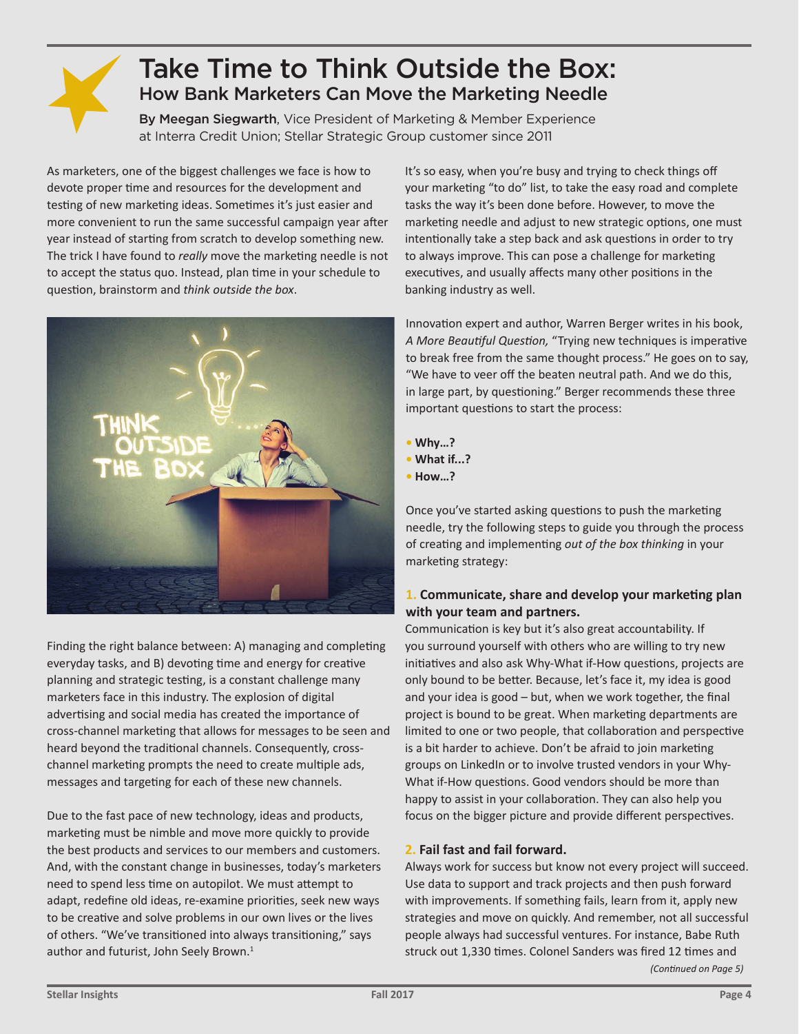# Take Time to Think Outside the Box:

## How Bank Marketers Can Move the Marketing Needle

**By Meegan Siegwarth**, Vice President of Marketing & Member Experience at Interra Credit Union; Stellar Strategic Group customer since 2011

As marketers, one of the biggest challenges we face is how to devote proper time and resources for the development and testing of new marketing ideas. Sometimes it's just easier and more convenient to run the same successful campaign year after year instead of starting from scratch to develop something new. The trick I have found to *really* move the marketing needle is not to accept the status quo. Instead, plan time in your schedule to question, brainstorm and *think outside the box*.

Finding the right balance between: A) managing and completing everyday tasks, and B) devoting time and energy for creative planning and strategic testing, is a constant challenge many marketers face in this industry. The explosion of digital advertising and social media has created the importance of cross-channel marketing that allows for messages to be seen and heard beyond the traditional channels. Consequently, cross-channel marketing prompts the need to create multiple ads, messages and targeting for each of these new channels.

Due to the fast pace of new technology, ideas and products, marketing must be nimble and move more quickly to provide the best products and services to our members and customers. And, with the constant change in businesses, today's marketers need to spend less time on autopilot. We must attempt to adapt, redefine old ideas, re-examine priorities, seek new ways to be creative and solve problems in our own lives or the lives of others. "We've transitioned into always transitioning," says author and futurist, John Seely Brown.[1]

It's so easy, when you're busy and trying to check things off your marketing "to do" list, to take the easy road and complete tasks the way it's been done before. However, to move the marketing needle and adjust to new strategic options, one must intentionally take a step back and ask questions in order to try to always improve. This can pose a challenge for marketing executives, and usually affects many other positions in the banking industry as well.

Innovation expert and author, Warren Berger writes in his book, *A More Beautiful Question,* "Trying new techniques is imperative to break free from the same thought process." He goes on to say, "We have to veer off the beaten neutral path. And we do this, in large part, by questioning." Berger recommends these three important questions to start the process:

- **Why…?**
- **What if...?**
- **How…?**

Once you've started asking questions to push the marketing needle, try the following steps to guide you through the process of creating and implementing *out of the box thinking* in your marketing strategy:

### 1. Communicate, share and develop your marketing plan with your team and partners.

Communication is key but it's also great accountability. If you surround yourself with others who are willing to try new initiatives and also ask Why-What if-How questions, projects are only bound to be better. Because, let's face it, my idea is good and your idea is good – but, when we work together, the final project is bound to be great. When marketing departments are limited to one or two people, that collaboration and perspective is a bit harder to achieve. Don't be afraid to join marketing groups on LinkedIn or to involve trusted vendors in your Why-What if-How questions. Good vendors should be more than happy to assist in your collaboration. They can also help you focus on the bigger picture and provide different perspectives.

### 2. Fail fast and fail forward.

Always work for success but know not every project will succeed. Use data to support and track projects and then push forward with improvements. If something fails, learn from it, apply new strategies and move on quickly. And remember, not all successful people always had successful ventures. For instance, Babe Ruth struck out 1,330 times. Colonel Sanders was fired 12 times and

*(Continued on Page 5)*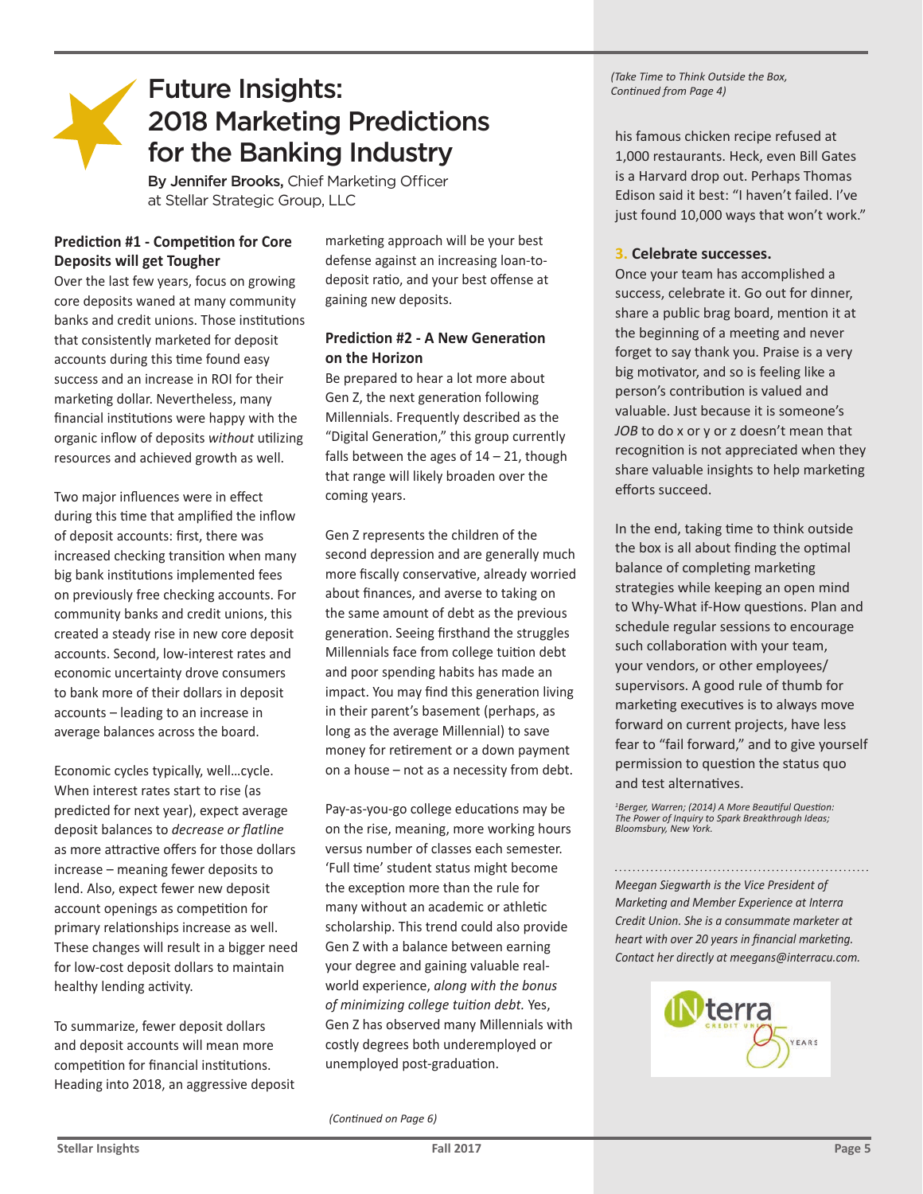# Future Insights: 2018 Marketing Predictions for the Banking Industry

**By Jennifer Brooks,** Chief Marketing Officer at Stellar Strategic Group, LLC

**Prediction #1 - Competition for Core Deposits will get Tougher**

Over the last few years, focus on growing core deposits waned at many community banks and credit unions. Those institutions that consistently marketed for deposit accounts during this time found easy success and an increase in ROI for their marketing dollar. Nevertheless, many financial institutions were happy with the organic inflow of deposits *without* utilizing resources and achieved growth as well.

Two major influences were in effect during this time that amplified the inflow of deposit accounts: first, there was increased checking transition when many big bank institutions implemented fees on previously free checking accounts. For community banks and credit unions, this created a steady rise in new core deposit accounts. Second, low-interest rates and economic uncertainty drove consumers to bank more of their dollars in deposit accounts – leading to an increase in average balances across the board.

Economic cycles typically, well…cycle. When interest rates start to rise (as predicted for next year), expect average deposit balances to *decrease or flatline* as more attractive offers for those dollars increase – meaning fewer deposits to lend. Also, expect fewer new deposit account openings as competition for primary relationships increase as well. These changes will result in a bigger need for low-cost deposit dollars to maintain healthy lending activity.

To summarize, fewer deposit dollars and deposit accounts will mean more competition for financial institutions. Heading into 2018, an aggressive deposit marketing approach will be your best defense against an increasing loan-to-deposit ratio, and your best offense at gaining new deposits.

**Prediction #2 - A New Generation on the Horizon**

Be prepared to hear a lot more about Gen Z, the next generation following Millennials. Frequently described as the "Digital Generation," this group currently falls between the ages of 14 – 21, though that range will likely broaden over the coming years.

Gen Z represents the children of the second depression and are generally much more fiscally conservative, already worried about finances, and averse to taking on the same amount of debt as the previous generation. Seeing firsthand the struggles Millennials face from college tuition debt and poor spending habits has made an impact. You may find this generation living in their parent's basement (perhaps, as long as the average Millennial) to save money for retirement or a down payment on a house – not as a necessity from debt.

Pay-as-you-go college educations may be on the rise, meaning, more working hours versus number of classes each semester. 'Full time' student status might become the exception more than the rule for many without an academic or athletic scholarship. This trend could also provide Gen Z with a balance between earning your degree and gaining valuable real-world experience, *along with the bonus of minimizing college tuition debt.* Yes, Gen Z has observed many Millennials with costly degrees both underemployed or unemployed post-graduation.

*(Continued on Page 6)*

*(Take Time to Think Outside the Box, Continued from Page 4)*

his famous chicken recipe refused at 1,000 restaurants. Heck, even Bill Gates is a Harvard drop out. Perhaps Thomas Edison said it best: "I haven't failed. I've just found 10,000 ways that won't work."

**3. Celebrate successes.**

Once your team has accomplished a success, celebrate it. Go out for dinner, share a public brag board, mention it at the beginning of a meeting and never forget to say thank you. Praise is a very big motivator, and so is feeling like a person's contribution is valued and valuable. Just because it is someone's *JOB* to do x or y or z doesn't mean that recognition is not appreciated when they share valuable insights to help marketing efforts succeed.

In the end, taking time to think outside the box is all about finding the optimal balance of completing marketing strategies while keeping an open mind to Why-What if-How questions. Plan and schedule regular sessions to encourage such collaboration with your team, your vendors, or other employees/supervisors. A good rule of thumb for marketing executives is to always move forward on current projects, have less fear to "fail forward," and to give yourself permission to question the status quo and test alternatives.

[1] *Berger, Warren; (2014) A More Beautiful Question: The Power of Inquiry to Spark Breakthrough Ideas; Bloomsbury, New York.*

---

*Meegan Siegwarth is the Vice President of Marketing and Member Experience at Interra Credit Union. She is a consummate marketer at heart with over 20 years in financial marketing. Contact her directly at meegans@interracu.com.*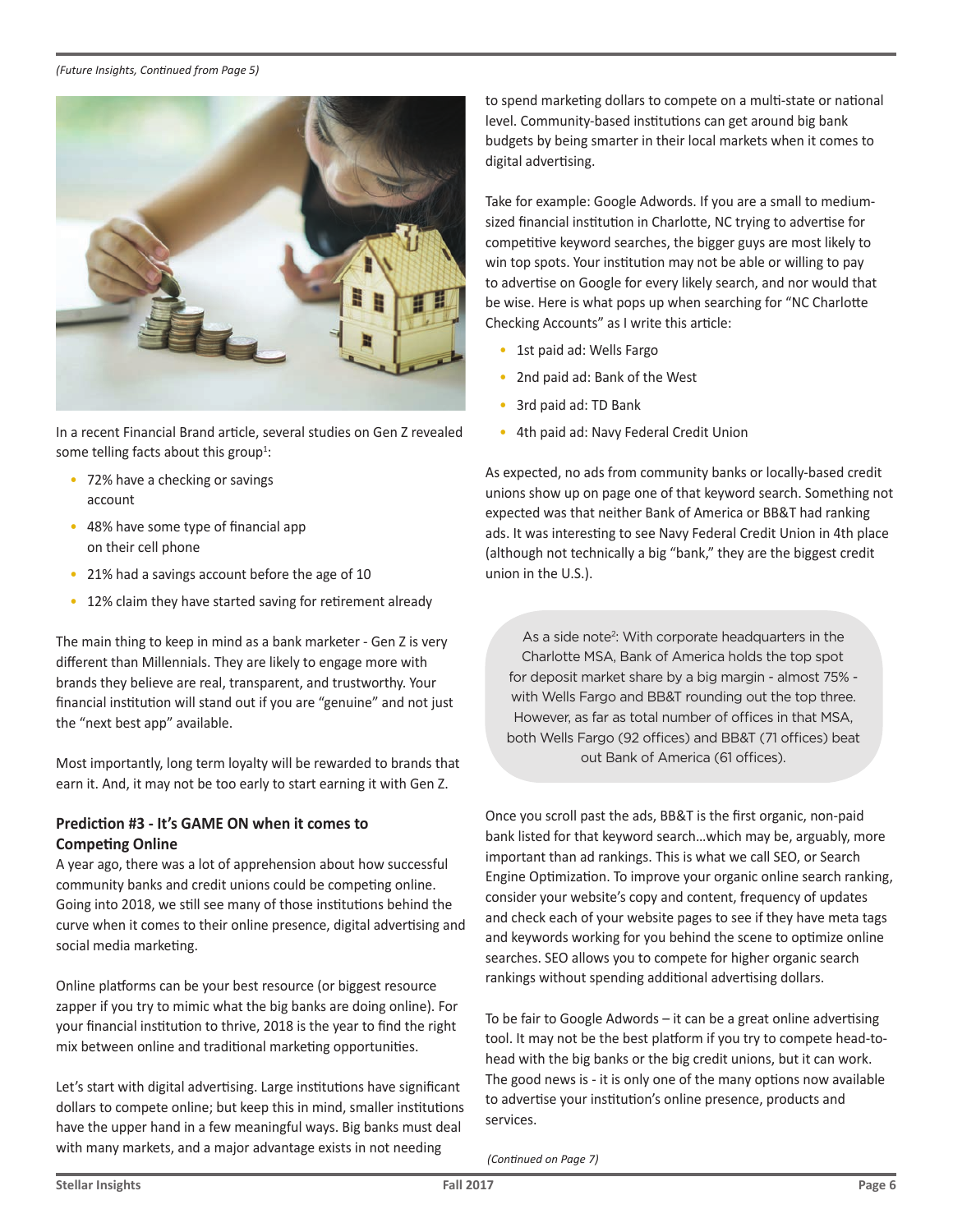*(Future Insights, Continued from Page 5)*

In a recent Financial Brand article, several studies on Gen Z revealed some telling facts about this group[1]:

- 72% have a checking or savings account
- 48% have some type of financial app on their cell phone
- 21% had a savings account before the age of 10
- 12% claim they have started saving for retirement already

The main thing to keep in mind as a bank marketer - Gen Z is very different than Millennials. They are likely to engage more with brands they believe are real, transparent, and trustworthy. Your financial institution will stand out if you are "genuine" and not just the "next best app" available.

Most importantly, long term loyalty will be rewarded to brands that earn it. And, it may not be too early to start earning it with Gen Z.

### Prediction #3 - It's GAME ON when it comes to Competing Online

A year ago, there was a lot of apprehension about how successful community banks and credit unions could be competing online. Going into 2018, we still see many of those institutions behind the curve when it comes to their online presence, digital advertising and social media marketing.

Online platforms can be your best resource (or biggest resource zapper if you try to mimic what the big banks are doing online). For your financial institution to thrive, 2018 is the year to find the right mix between online and traditional marketing opportunities.

Let's start with digital advertising. Large institutions have significant dollars to compete online; but keep this in mind, smaller institutions have the upper hand in a few meaningful ways. Big banks must deal with many markets, and a major advantage exists in not needing to spend marketing dollars to compete on a multi-state or national level. Community-based institutions can get around big bank budgets by being smarter in their local markets when it comes to digital advertising.

Take for example: Google Adwords. If you are a small to medium-sized financial institution in Charlotte, NC trying to advertise for competitive keyword searches, the bigger guys are most likely to win top spots. Your institution may not be able or willing to pay to advertise on Google for every likely search, and nor would that be wise. Here is what pops up when searching for "NC Charlotte Checking Accounts" as I write this article:

- 1st paid ad: Wells Fargo
- 2nd paid ad: Bank of the West
- 3rd paid ad: TD Bank
- 4th paid ad: Navy Federal Credit Union

As expected, no ads from community banks or locally-based credit unions show up on page one of that keyword search. Something not expected was that neither Bank of America or BB&T had ranking ads. It was interesting to see Navy Federal Credit Union in 4th place (although not technically a big "bank," they are the biggest credit union in the U.S.).

> As a side note[2]: With corporate headquarters in the Charlotte MSA, Bank of America holds the top spot for deposit market share by a big margin - almost 75% - with Wells Fargo and BB&T rounding out the top three. However, as far as total number of offices in that MSA, both Wells Fargo (92 offices) and BB&T (71 offices) beat out Bank of America (61 offices).

Once you scroll past the ads, BB&T is the first organic, non-paid bank listed for that keyword search…which may be, arguably, more important than ad rankings. This is what we call SEO, or Search Engine Optimization. To improve your organic online search ranking, consider your website's copy and content, frequency of updates and check each of your website pages to see if they have meta tags and keywords working for you behind the scene to optimize online searches. SEO allows you to compete for higher organic search rankings without spending additional advertising dollars.

To be fair to Google Adwords – it can be a great online advertising tool. It may not be the best platform if you try to compete head-to-head with the big banks or the big credit unions, but it can work. The good news is - it is only one of the many options now available to advertise your institution's online presence, products and services.

*(Continued on Page 7)*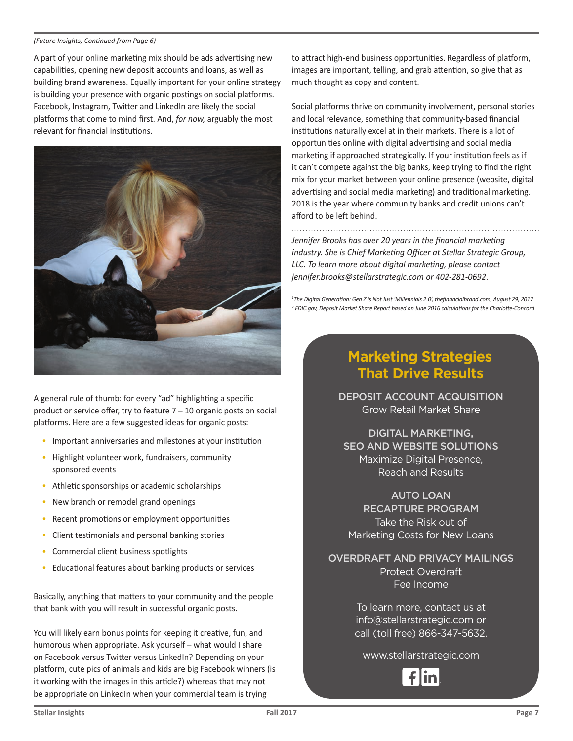*(Future Insights, Continued from Page 6)*

A part of your online marketing mix should be ads advertising new capabilities, opening new deposit accounts and loans, as well as building brand awareness. Equally important for your online strategy is building your presence with organic postings on social platforms. Facebook, Instagram, Twitter and LinkedIn are likely the social platforms that come to mind first. And, *for now,* arguably the most relevant for financial institutions.

A general rule of thumb: for every "ad" highlighting a specific product or service offer, try to feature 7 – 10 organic posts on social platforms. Here are a few suggested ideas for organic posts:

- Important anniversaries and milestones at your institution
- Highlight volunteer work, fundraisers, community sponsored events
- Athletic sponsorships or academic scholarships
- New branch or remodel grand openings
- Recent promotions or employment opportunities
- Client testimonials and personal banking stories
- Commercial client business spotlights
- Educational features about banking products or services

Basically, anything that matters to your community and the people that bank with you will result in successful organic posts.

You will likely earn bonus points for keeping it creative, fun, and humorous when appropriate. Ask yourself – what would I share on Facebook versus Twitter versus LinkedIn? Depending on your platform, cute pics of animals and kids are big Facebook winners (is it working with the images in this article?) whereas that may not be appropriate on LinkedIn when your commercial team is trying to attract high-end business opportunities. Regardless of platform, images are important, telling, and grab attention, so give that as much thought as copy and content.

Social platforms thrive on community involvement, personal stories and local relevance, something that community-based financial institutions naturally excel at in their markets. There is a lot of opportunities online with digital advertising and social media marketing if approached strategically. If your institution feels as if it can't compete against the big banks, keep trying to find the right mix for your market between your online presence (website, digital advertising and social media marketing) and traditional marketing. 2018 is the year where community banks and credit unions can't afford to be left behind.

---

*Jennifer Brooks has over 20 years in the financial marketing industry. She is Chief Marketing Officer at Stellar Strategic Group, LLC. To learn more about digital marketing, please contact jennifer.brooks@stellarstrategic.com or 402-281-0692.*

[1] *The Digital Generation: Gen Z is Not Just 'Millennials 2.0', thefinancialbrand.com, August 29, 2017*
[2] *FDIC.gov, Deposit Market Share Report based on June 2016 calculations for the Charlotte-Concord*

## Marketing Strategies That Drive Results

**DEPOSIT ACCOUNT ACQUISITION**
Grow Retail Market Share

**DIGITAL MARKETING, SEO AND WEBSITE SOLUTIONS**
Maximize Digital Presence, Reach and Results

**AUTO LOAN RECAPTURE PROGRAM**
Take the Risk out of Marketing Costs for New Loans

**OVERDRAFT AND PRIVACY MAILINGS**
Protect Overdraft Fee Income

To learn more, contact us at info@stellarstrategic.com or call (toll free) 866-347-5632.

www.stellarstrategic.com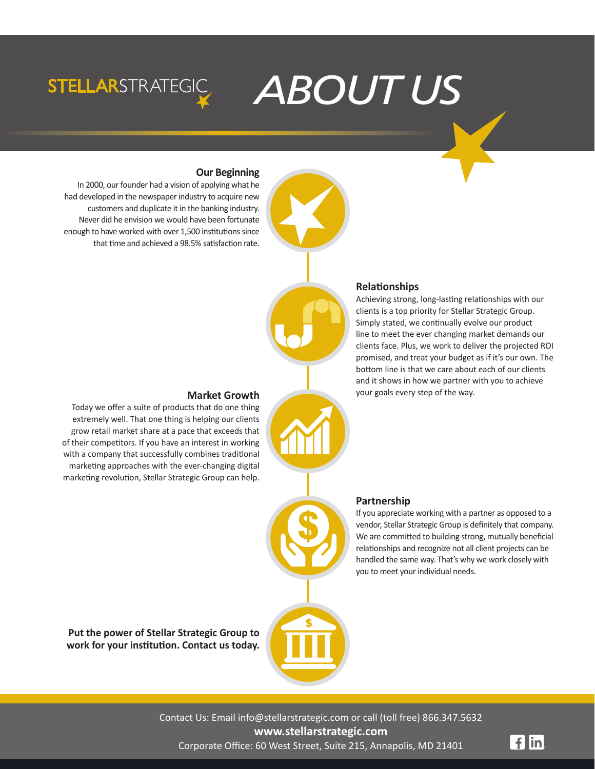STELLARSTRATEGIC

# ABOUT US

### Our Beginning

In 2000, our founder had a vision of applying what he had developed in the newspaper industry to acquire new customers and duplicate it in the banking industry. Never did he envision we would have been fortunate enough to have worked with over 1,500 institutions since that time and achieved a 98.5% satisfaction rate.

### Relationships

Achieving strong, long-lasting relationships with our clients is a top priority for Stellar Strategic Group. Simply stated, we continually evolve our product line to meet the ever changing market demands our clients face. Plus, we work to deliver the projected ROI promised, and treat your budget as if it's our own. The bottom line is that we care about each of our clients and it shows in how we partner with you to achieve your goals every step of the way.

### Market Growth

Today we offer a suite of products that do one thing extremely well. That one thing is helping our clients grow retail market share at a pace that exceeds that of their competitors. If you have an interest in working with a company that successfully combines traditional marketing approaches with the ever-changing digital marketing revolution, Stellar Strategic Group can help.

### Partnership

If you appreciate working with a partner as opposed to a vendor, Stellar Strategic Group is definitely that company. We are committed to building strong, mutually beneficial relationships and recognize not all client projects can be handled the same way. That's why we work closely with you to meet your individual needs.

**Put the power of Stellar Strategic Group to work for your institution. Contact us today.**

Contact Us: Email info@stellarstrategic.com or call (toll free) 866.347.5632

**www.stellarstrategic.com**

Corporate Office: 60 West Street, Suite 215, Annapolis, MD 21401